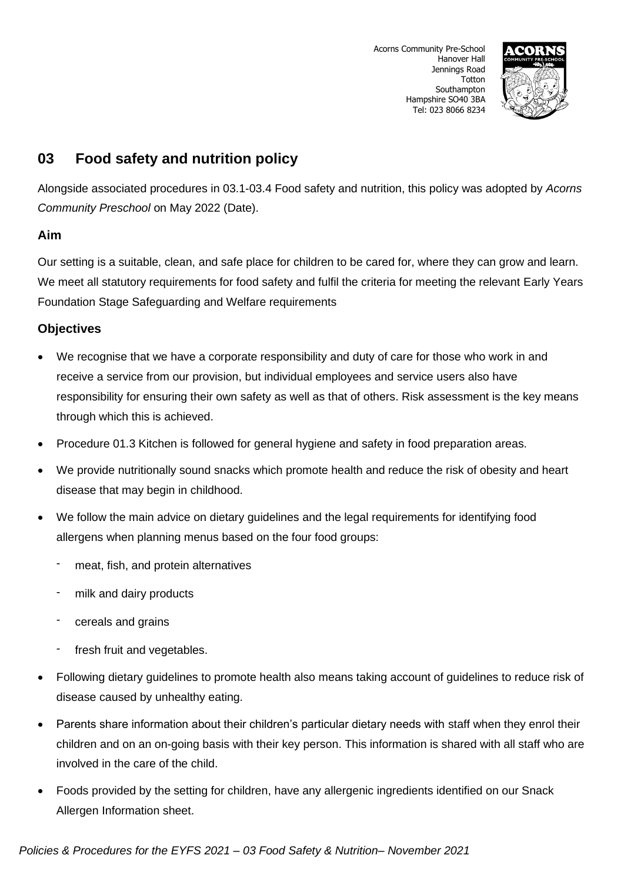Acorns Community Pre-School
Hanover Hall
Jennings Road
Totton
Southampton
Hampshire SO40 3BA
Tel: 023 8066 8234

# 03 Food safety and nutrition policy

Alongside associated procedures in 03.1-03.4 Food safety and nutrition, this policy was adopted by *Acorns Community Preschool* on May 2022 (Date).

### Aim

Our setting is a suitable, clean, and safe place for children to be cared for, where they can grow and learn. We meet all statutory requirements for food safety and fulfil the criteria for meeting the relevant Early Years Foundation Stage Safeguarding and Welfare requirements

### Objectives

- We recognise that we have a corporate responsibility and duty of care for those who work in and receive a service from our provision, but individual employees and service users also have responsibility for ensuring their own safety as well as that of others. Risk assessment is the key means through which this is achieved.
- Procedure 01.3 Kitchen is followed for general hygiene and safety in food preparation areas.
- We provide nutritionally sound snacks which promote health and reduce the risk of obesity and heart disease that may begin in childhood.
- We follow the main advice on dietary guidelines and the legal requirements for identifying food allergens when planning menus based on the four food groups:
  - meat, fish, and protein alternatives
  - milk and dairy products
  - cereals and grains
  - fresh fruit and vegetables.
- Following dietary guidelines to promote health also means taking account of guidelines to reduce risk of disease caused by unhealthy eating.
- Parents share information about their children's particular dietary needs with staff when they enrol their children and on an on-going basis with their key person. This information is shared with all staff who are involved in the care of the child.
- Foods provided by the setting for children, have any allergenic ingredients identified on our Snack Allergen Information sheet.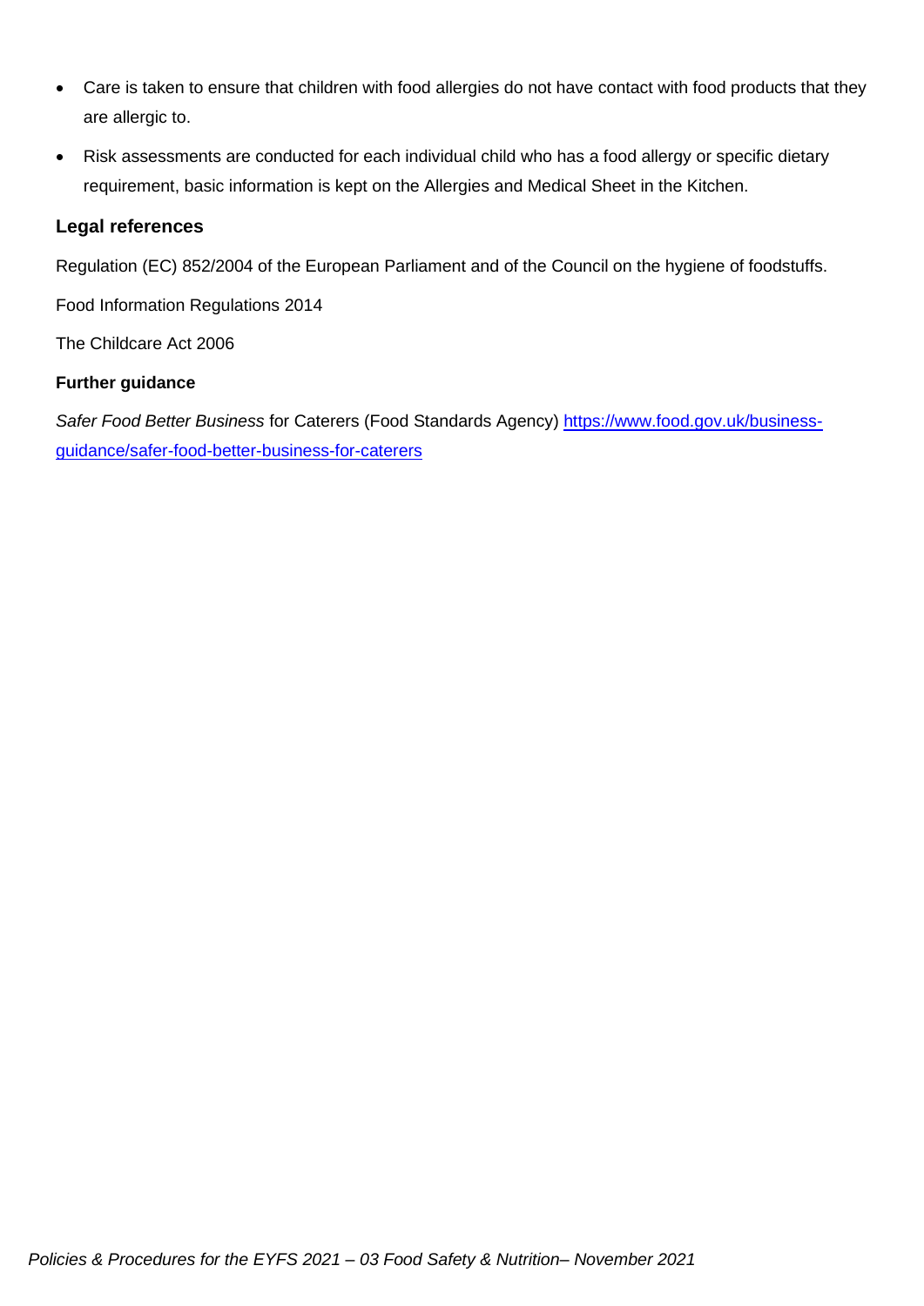- Care is taken to ensure that children with food allergies do not have contact with food products that they are allergic to.
- Risk assessments are conducted for each individual child who has a food allergy or specific dietary requirement, basic information is kept on the Allergies and Medical Sheet in the Kitchen.

### Legal references

Regulation (EC) 852/2004 of the European Parliament and of the Council on the hygiene of foodstuffs.

Food Information Regulations 2014

The Childcare Act 2006

**Further guidance**

*Safer Food Better Business* for Caterers (Food Standards Agency) [https://www.food.gov.uk/business-guidance/safer-food-better-business-for-caterers](https://www.food.gov.uk/business-guidance/safer-food-better-business-for-caterers)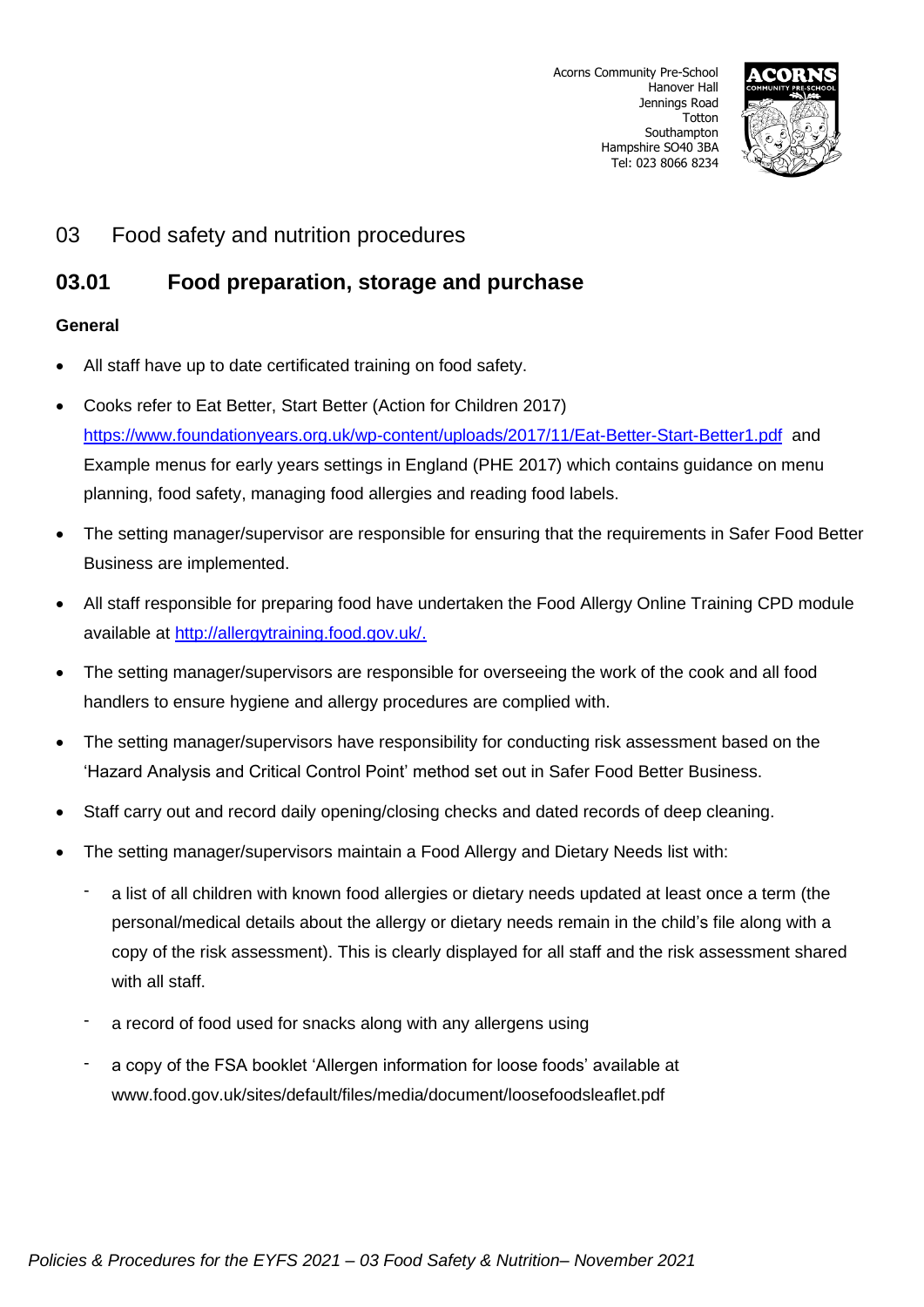Acorns Community Pre-School
Hanover Hall
Jennings Road
Totton
Southampton
Hampshire SO40 3BA
Tel: 023 8066 8234

# 03 Food safety and nutrition procedures

## 03.01 Food preparation, storage and purchase

**General**

- All staff have up to date certificated training on food safety.
- Cooks refer to Eat Better, Start Better (Action for Children 2017) https://www.foundationyears.org.uk/wp-content/uploads/2017/11/Eat-Better-Start-Better1.pdf and Example menus for early years settings in England (PHE 2017) which contains guidance on menu planning, food safety, managing food allergies and reading food labels.
- The setting manager/supervisor are responsible for ensuring that the requirements in Safer Food Better Business are implemented.
- All staff responsible for preparing food have undertaken the Food Allergy Online Training CPD module available at http://allergytraining.food.gov.uk/.
- The setting manager/supervisors are responsible for overseeing the work of the cook and all food handlers to ensure hygiene and allergy procedures are complied with.
- The setting manager/supervisors have responsibility for conducting risk assessment based on the 'Hazard Analysis and Critical Control Point' method set out in Safer Food Better Business.
- Staff carry out and record daily opening/closing checks and dated records of deep cleaning.
- The setting manager/supervisors maintain a Food Allergy and Dietary Needs list with:
  - a list of all children with known food allergies or dietary needs updated at least once a term (the personal/medical details about the allergy or dietary needs remain in the child's file along with a copy of the risk assessment). This is clearly displayed for all staff and the risk assessment shared with all staff.
  - a record of food used for snacks along with any allergens using
  - a copy of the FSA booklet 'Allergen information for loose foods' available at www.food.gov.uk/sites/default/files/media/document/loosefoodsleaflet.pdf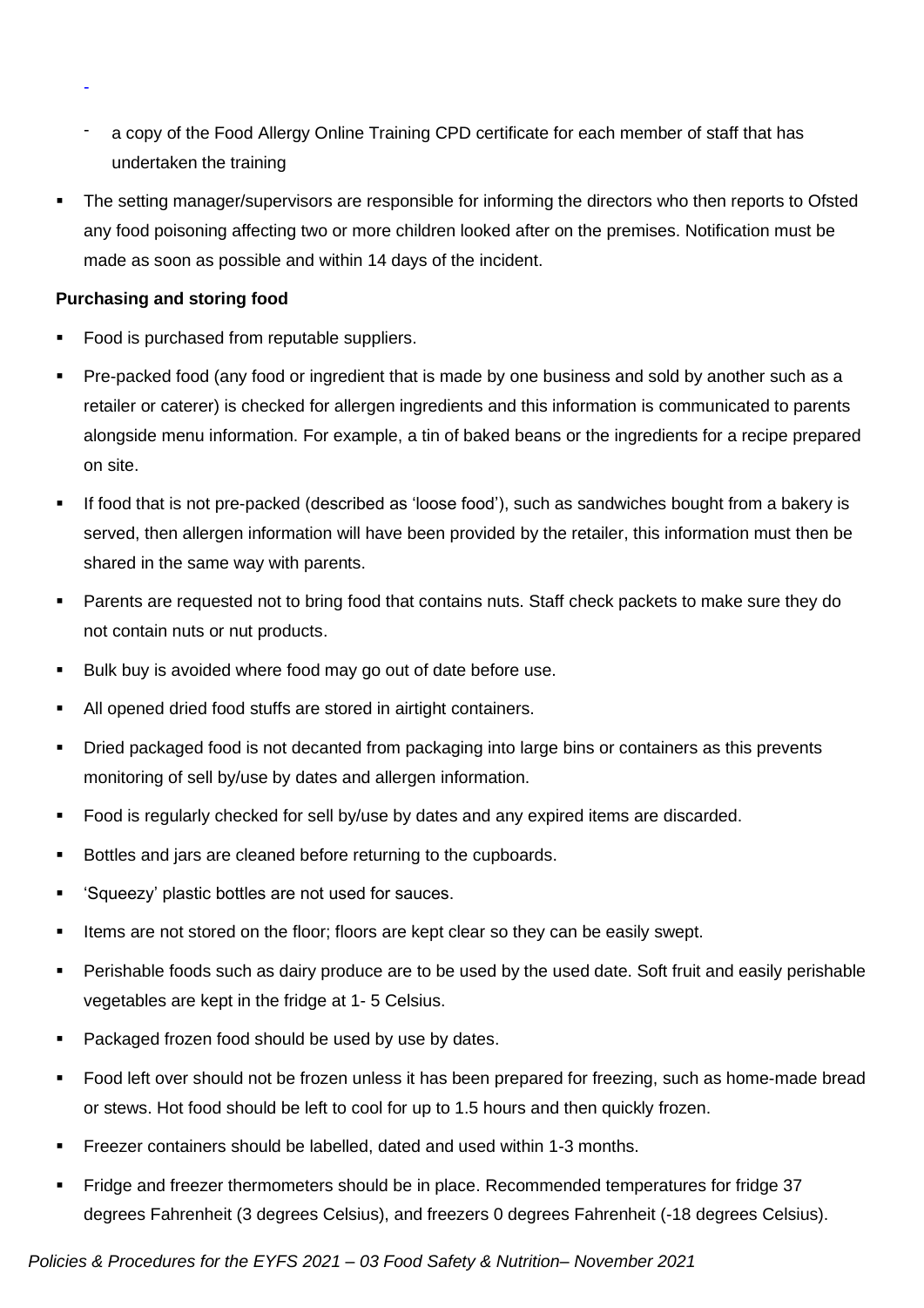- a copy of the Food Allergy Online Training CPD certificate for each member of staff that has undertaken the training

- The setting manager/supervisors are responsible for informing the directors who then reports to Ofsted any food poisoning affecting two or more children looked after on the premises. Notification must be made as soon as possible and within 14 days of the incident.

**Purchasing and storing food**

- Food is purchased from reputable suppliers.
- Pre-packed food (any food or ingredient that is made by one business and sold by another such as a retailer or caterer) is checked for allergen ingredients and this information is communicated to parents alongside menu information. For example, a tin of baked beans or the ingredients for a recipe prepared on site.
- If food that is not pre-packed (described as 'loose food'), such as sandwiches bought from a bakery is served, then allergen information will have been provided by the retailer, this information must then be shared in the same way with parents.
- Parents are requested not to bring food that contains nuts. Staff check packets to make sure they do not contain nuts or nut products.
- Bulk buy is avoided where food may go out of date before use.
- All opened dried food stuffs are stored in airtight containers.
- Dried packaged food is not decanted from packaging into large bins or containers as this prevents monitoring of sell by/use by dates and allergen information.
- Food is regularly checked for sell by/use by dates and any expired items are discarded.
- Bottles and jars are cleaned before returning to the cupboards.
- 'Squeezy' plastic bottles are not used for sauces.
- Items are not stored on the floor; floors are kept clear so they can be easily swept.
- Perishable foods such as dairy produce are to be used by the used date. Soft fruit and easily perishable vegetables are kept in the fridge at 1- 5 Celsius.
- Packaged frozen food should be used by use by dates.
- Food left over should not be frozen unless it has been prepared for freezing, such as home-made bread or stews. Hot food should be left to cool for up to 1.5 hours and then quickly frozen.
- Freezer containers should be labelled, dated and used within 1-3 months.
- Fridge and freezer thermometers should be in place. Recommended temperatures for fridge 37 degrees Fahrenheit (3 degrees Celsius), and freezers 0 degrees Fahrenheit (-18 degrees Celsius).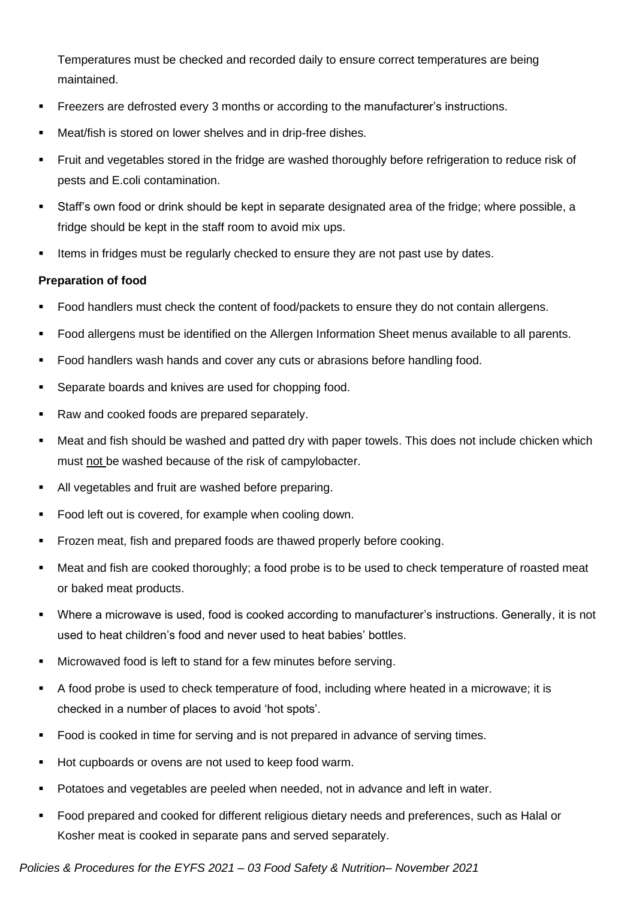Temperatures must be checked and recorded daily to ensure correct temperatures are being maintained.

- Freezers are defrosted every 3 months or according to the manufacturer's instructions.
- Meat/fish is stored on lower shelves and in drip-free dishes.
- Fruit and vegetables stored in the fridge are washed thoroughly before refrigeration to reduce risk of pests and E.coli contamination.
- Staff's own food or drink should be kept in separate designated area of the fridge; where possible, a fridge should be kept in the staff room to avoid mix ups.
- Items in fridges must be regularly checked to ensure they are not past use by dates.

**Preparation of food**

- Food handlers must check the content of food/packets to ensure they do not contain allergens.
- Food allergens must be identified on the Allergen Information Sheet menus available to all parents.
- Food handlers wash hands and cover any cuts or abrasions before handling food.
- Separate boards and knives are used for chopping food.
- Raw and cooked foods are prepared separately.
- Meat and fish should be washed and patted dry with paper towels. This does not include chicken which must <u>not</u> be washed because of the risk of campylobacter.
- All vegetables and fruit are washed before preparing.
- Food left out is covered, for example when cooling down.
- Frozen meat, fish and prepared foods are thawed properly before cooking.
- Meat and fish are cooked thoroughly; a food probe is to be used to check temperature of roasted meat or baked meat products.
- Where a microwave is used, food is cooked according to manufacturer's instructions. Generally, it is not used to heat children's food and never used to heat babies' bottles.
- Microwaved food is left to stand for a few minutes before serving.
- A food probe is used to check temperature of food, including where heated in a microwave; it is checked in a number of places to avoid 'hot spots'.
- Food is cooked in time for serving and is not prepared in advance of serving times.
- Hot cupboards or ovens are not used to keep food warm.
- Potatoes and vegetables are peeled when needed, not in advance and left in water.
- Food prepared and cooked for different religious dietary needs and preferences, such as Halal or Kosher meat is cooked in separate pans and served separately.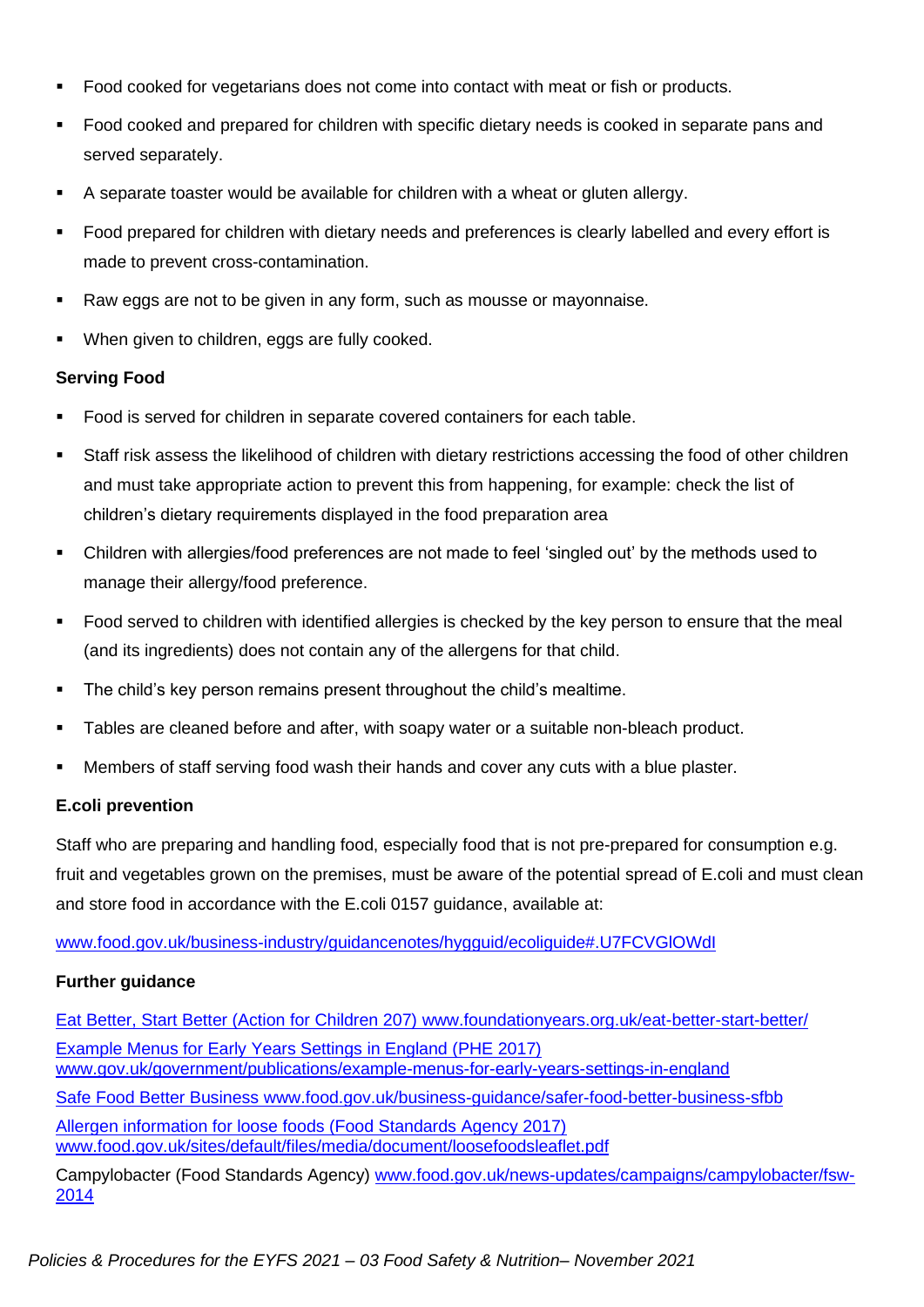- Food cooked for vegetarians does not come into contact with meat or fish or products.
- Food cooked and prepared for children with specific dietary needs is cooked in separate pans and served separately.
- A separate toaster would be available for children with a wheat or gluten allergy.
- Food prepared for children with dietary needs and preferences is clearly labelled and every effort is made to prevent cross-contamination.
- Raw eggs are not to be given in any form, such as mousse or mayonnaise.
- When given to children, eggs are fully cooked.

**Serving Food**

- Food is served for children in separate covered containers for each table.
- Staff risk assess the likelihood of children with dietary restrictions accessing the food of other children and must take appropriate action to prevent this from happening, for example: check the list of children's dietary requirements displayed in the food preparation area
- Children with allergies/food preferences are not made to feel 'singled out' by the methods used to manage their allergy/food preference.
- Food served to children with identified allergies is checked by the key person to ensure that the meal (and its ingredients) does not contain any of the allergens for that child.
- The child's key person remains present throughout the child's mealtime.
- Tables are cleaned before and after, with soapy water or a suitable non-bleach product.
- Members of staff serving food wash their hands and cover any cuts with a blue plaster.

**E.coli prevention**

Staff who are preparing and handling food, especially food that is not pre-prepared for consumption e.g. fruit and vegetables grown on the premises, must be aware of the potential spread of E.coli and must clean and store food in accordance with the E.coli 0157 guidance, available at:

www.food.gov.uk/business-industry/guidancenotes/hygguid/ecoliguide#.U7FCVGlOWdI

**Further guidance**

Eat Better, Start Better (Action for Children 207) www.foundationyears.org.uk/eat-better-start-better/

Example Menus for Early Years Settings in England (PHE 2017) www.gov.uk/government/publications/example-menus-for-early-years-settings-in-england

Safe Food Better Business www.food.gov.uk/business-guidance/safer-food-better-business-sfbb

Allergen information for loose foods (Food Standards Agency 2017) www.food.gov.uk/sites/default/files/media/document/loosefoodsleaflet.pdf

Campylobacter (Food Standards Agency) www.food.gov.uk/news-updates/campaigns/campylobacter/fsw-2014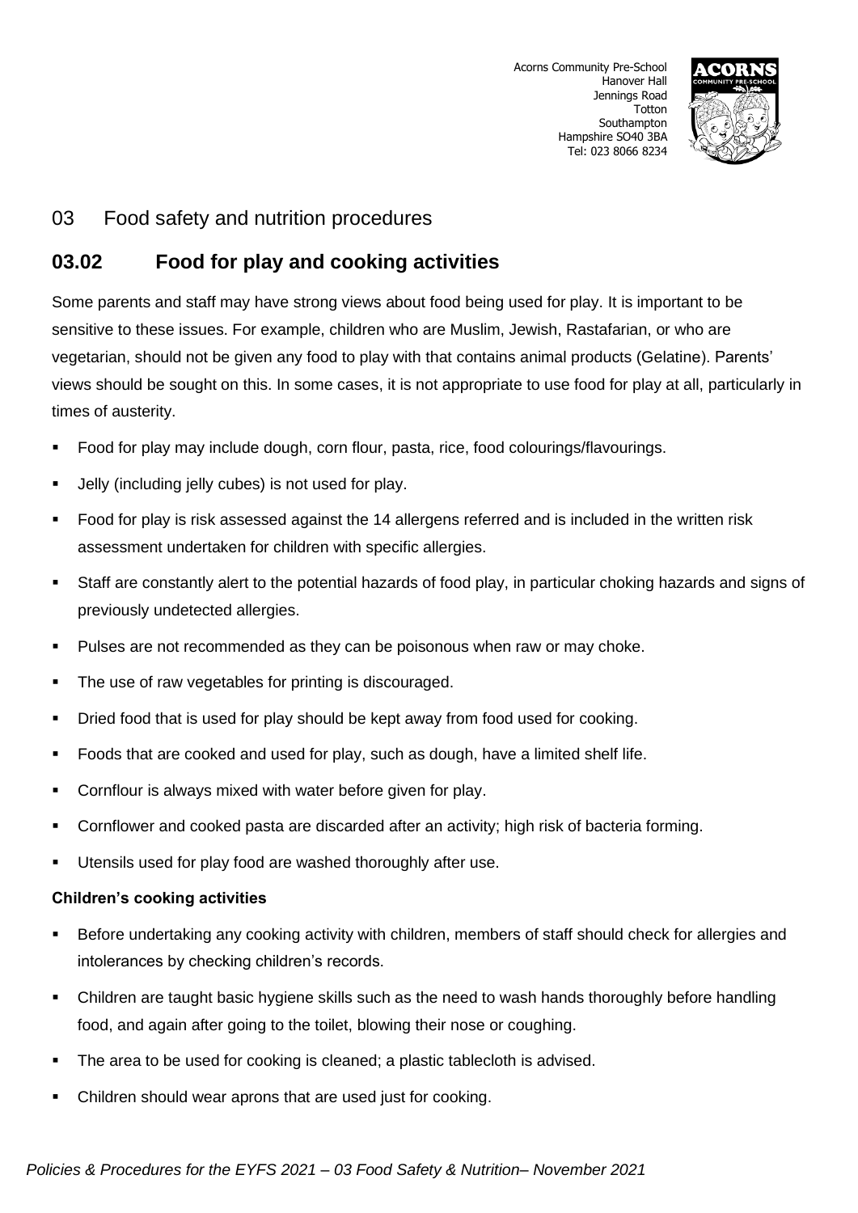# 03 Food safety and nutrition procedures

## 03.02 Food for play and cooking activities

Some parents and staff may have strong views about food being used for play. It is important to be sensitive to these issues. For example, children who are Muslim, Jewish, Rastafarian, or who are vegetarian, should not be given any food to play with that contains animal products (Gelatine). Parents' views should be sought on this. In some cases, it is not appropriate to use food for play at all, particularly in times of austerity.

- Food for play may include dough, corn flour, pasta, rice, food colourings/flavourings.
- Jelly (including jelly cubes) is not used for play.
- Food for play is risk assessed against the 14 allergens referred and is included in the written risk assessment undertaken for children with specific allergies.
- Staff are constantly alert to the potential hazards of food play, in particular choking hazards and signs of previously undetected allergies.
- Pulses are not recommended as they can be poisonous when raw or may choke.
- The use of raw vegetables for printing is discouraged.
- Dried food that is used for play should be kept away from food used for cooking.
- Foods that are cooked and used for play, such as dough, have a limited shelf life.
- Cornflour is always mixed with water before given for play.
- Cornflower and cooked pasta are discarded after an activity; high risk of bacteria forming.
- Utensils used for play food are washed thoroughly after use.

**Children's cooking activities**

- Before undertaking any cooking activity with children, members of staff should check for allergies and intolerances by checking children's records.
- Children are taught basic hygiene skills such as the need to wash hands thoroughly before handling food, and again after going to the toilet, blowing their nose or coughing.
- The area to be used for cooking is cleaned; a plastic tablecloth is advised.
- Children should wear aprons that are used just for cooking.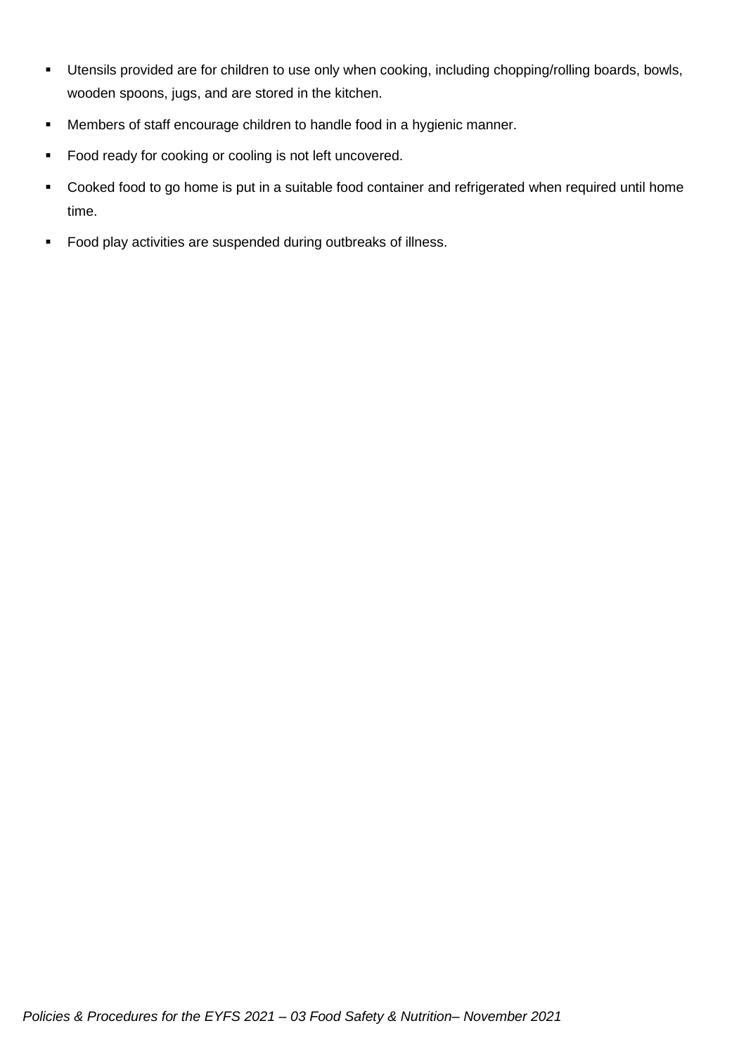- Utensils provided are for children to use only when cooking, including chopping/rolling boards, bowls, wooden spoons, jugs, and are stored in the kitchen.
- Members of staff encourage children to handle food in a hygienic manner.
- Food ready for cooking or cooling is not left uncovered.
- Cooked food to go home is put in a suitable food container and refrigerated when required until home time.
- Food play activities are suspended during outbreaks of illness.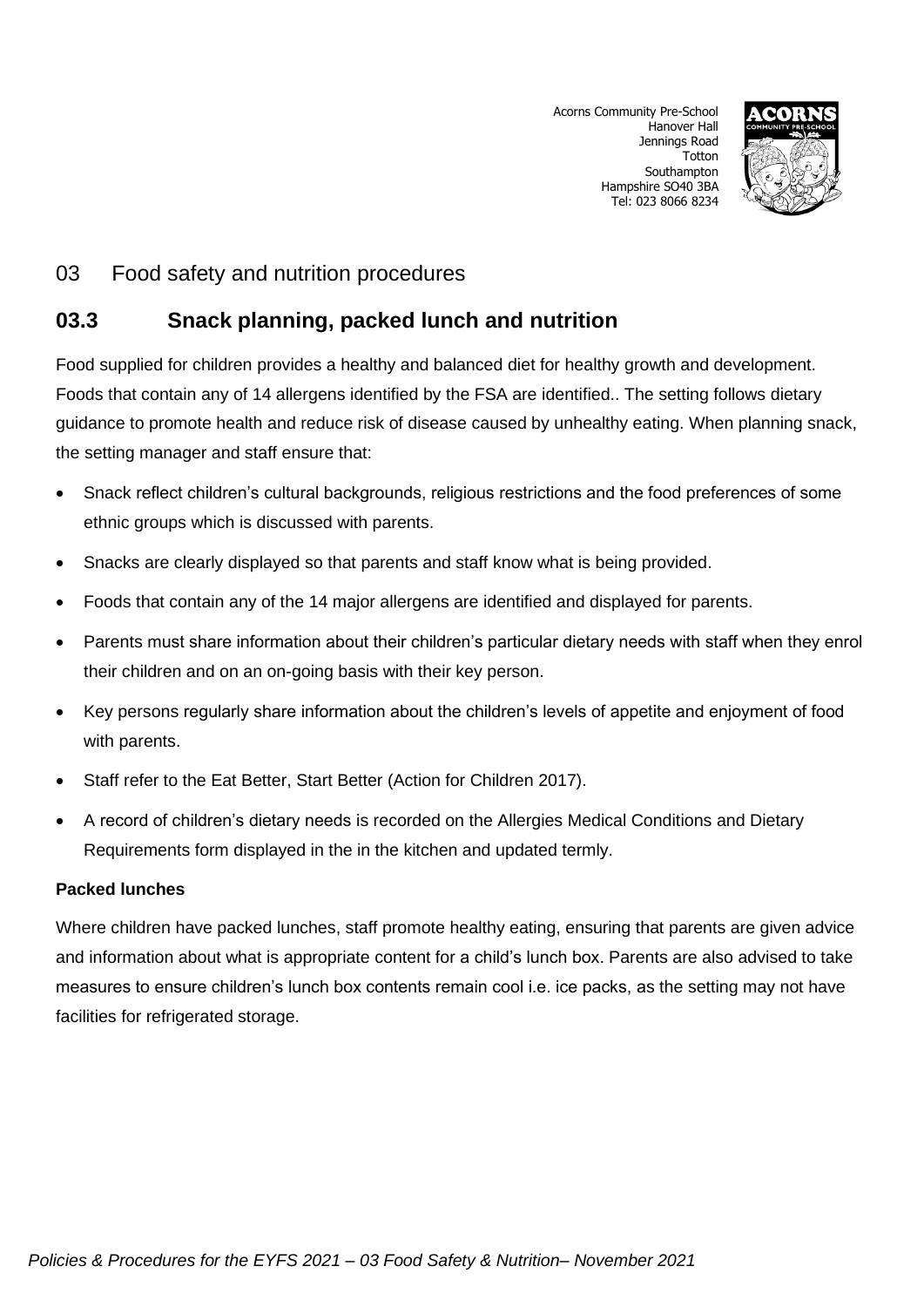Acorns Community Pre-School
Hanover Hall
Jennings Road
Totton
Southampton
Hampshire SO40 3BA
Tel: 023 8066 8234

## 03 Food safety and nutrition procedures

## 03.3 Snack planning, packed lunch and nutrition

Food supplied for children provides a healthy and balanced diet for healthy growth and development. Foods that contain any of 14 allergens identified by the FSA are identified.. The setting follows dietary guidance to promote health and reduce risk of disease caused by unhealthy eating. When planning snack, the setting manager and staff ensure that:

- Snack reflect children's cultural backgrounds, religious restrictions and the food preferences of some ethnic groups which is discussed with parents.
- Snacks are clearly displayed so that parents and staff know what is being provided.
- Foods that contain any of the 14 major allergens are identified and displayed for parents.
- Parents must share information about their children's particular dietary needs with staff when they enrol their children and on an on-going basis with their key person.
- Key persons regularly share information about the children's levels of appetite and enjoyment of food with parents.
- Staff refer to the Eat Better, Start Better (Action for Children 2017).
- A record of children's dietary needs is recorded on the Allergies Medical Conditions and Dietary Requirements form displayed in the in the kitchen and updated termly.

**Packed lunches**

Where children have packed lunches, staff promote healthy eating, ensuring that parents are given advice and information about what is appropriate content for a child's lunch box. Parents are also advised to take measures to ensure children's lunch box contents remain cool i.e. ice packs, as the setting may not have facilities for refrigerated storage.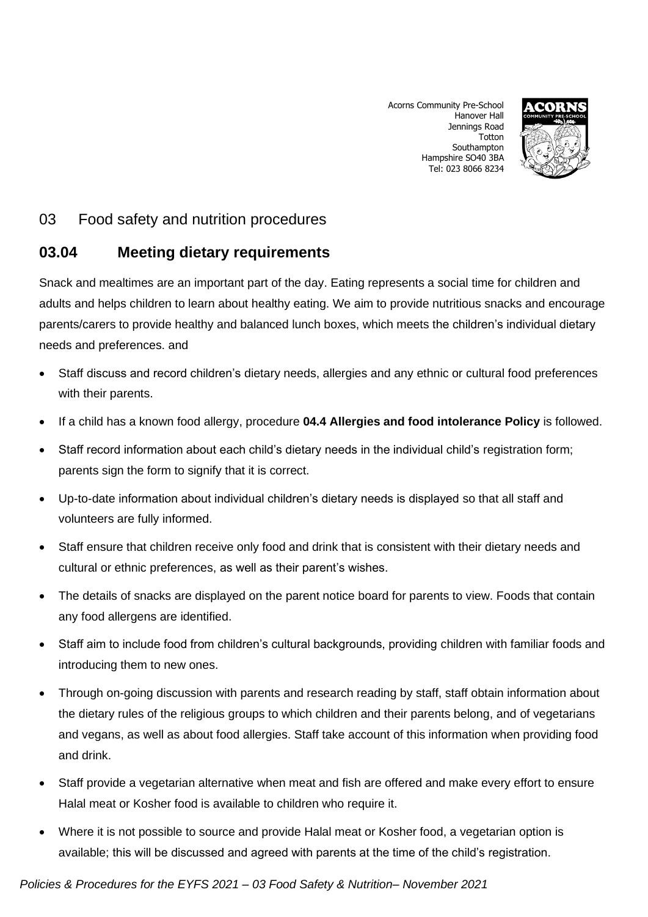Acorns Community Pre-School
Hanover Hall
Jennings Road
Totton
Southampton
Hampshire SO40 3BA
Tel: 023 8066 8234

## 03 Food safety and nutrition procedures

### 03.04 Meeting dietary requirements

Snack and mealtimes are an important part of the day. Eating represents a social time for children and adults and helps children to learn about healthy eating. We aim to provide nutritious snacks and encourage parents/carers to provide healthy and balanced lunch boxes, which meets the children's individual dietary needs and preferences. and

- Staff discuss and record children's dietary needs, allergies and any ethnic or cultural food preferences with their parents.
- If a child has a known food allergy, procedure **04.4 Allergies and food intolerance Policy** is followed.
- Staff record information about each child's dietary needs in the individual child's registration form; parents sign the form to signify that it is correct.
- Up-to-date information about individual children's dietary needs is displayed so that all staff and volunteers are fully informed.
- Staff ensure that children receive only food and drink that is consistent with their dietary needs and cultural or ethnic preferences, as well as their parent's wishes.
- The details of snacks are displayed on the parent notice board for parents to view. Foods that contain any food allergens are identified.
- Staff aim to include food from children's cultural backgrounds, providing children with familiar foods and introducing them to new ones.
- Through on-going discussion with parents and research reading by staff, staff obtain information about the dietary rules of the religious groups to which children and their parents belong, and of vegetarians and vegans, as well as about food allergies. Staff take account of this information when providing food and drink.
- Staff provide a vegetarian alternative when meat and fish are offered and make every effort to ensure Halal meat or Kosher food is available to children who require it.
- Where it is not possible to source and provide Halal meat or Kosher food, a vegetarian option is available; this will be discussed and agreed with parents at the time of the child's registration.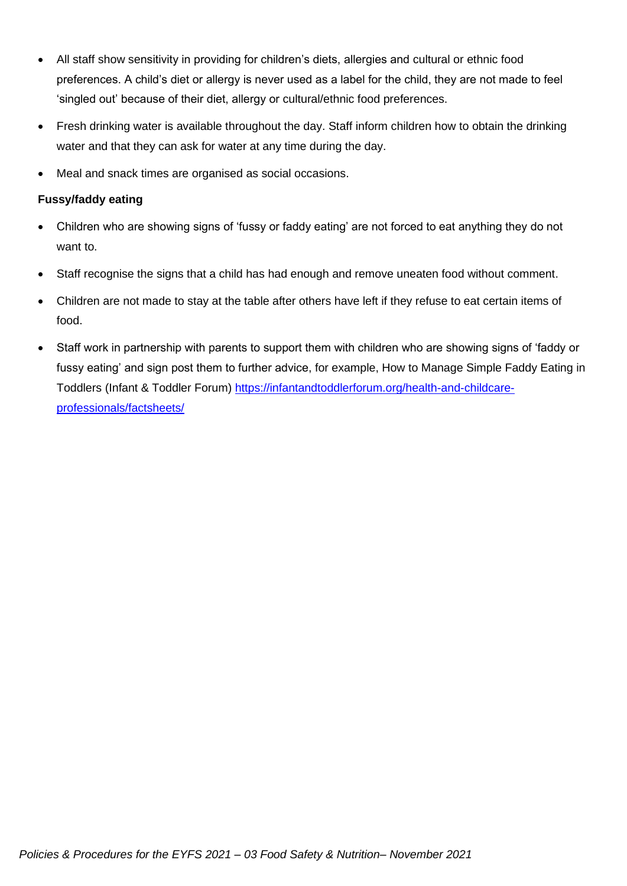- All staff show sensitivity in providing for children's diets, allergies and cultural or ethnic food preferences. A child's diet or allergy is never used as a label for the child, they are not made to feel 'singled out' because of their diet, allergy or cultural/ethnic food preferences.
- Fresh drinking water is available throughout the day. Staff inform children how to obtain the drinking water and that they can ask for water at any time during the day.
- Meal and snack times are organised as social occasions.

**Fussy/faddy eating**

- Children who are showing signs of 'fussy or faddy eating' are not forced to eat anything they do not want to.
- Staff recognise the signs that a child has had enough and remove uneaten food without comment.
- Children are not made to stay at the table after others have left if they refuse to eat certain items of food.
- Staff work in partnership with parents to support them with children who are showing signs of 'faddy or fussy eating' and sign post them to further advice, for example, How to Manage Simple Faddy Eating in Toddlers (Infant & Toddler Forum) [https://infantandtoddlerforum.org/health-and-childcare-professionals/factsheets/](https://infantandtoddlerforum.org/health-and-childcare-professionals/factsheets/)